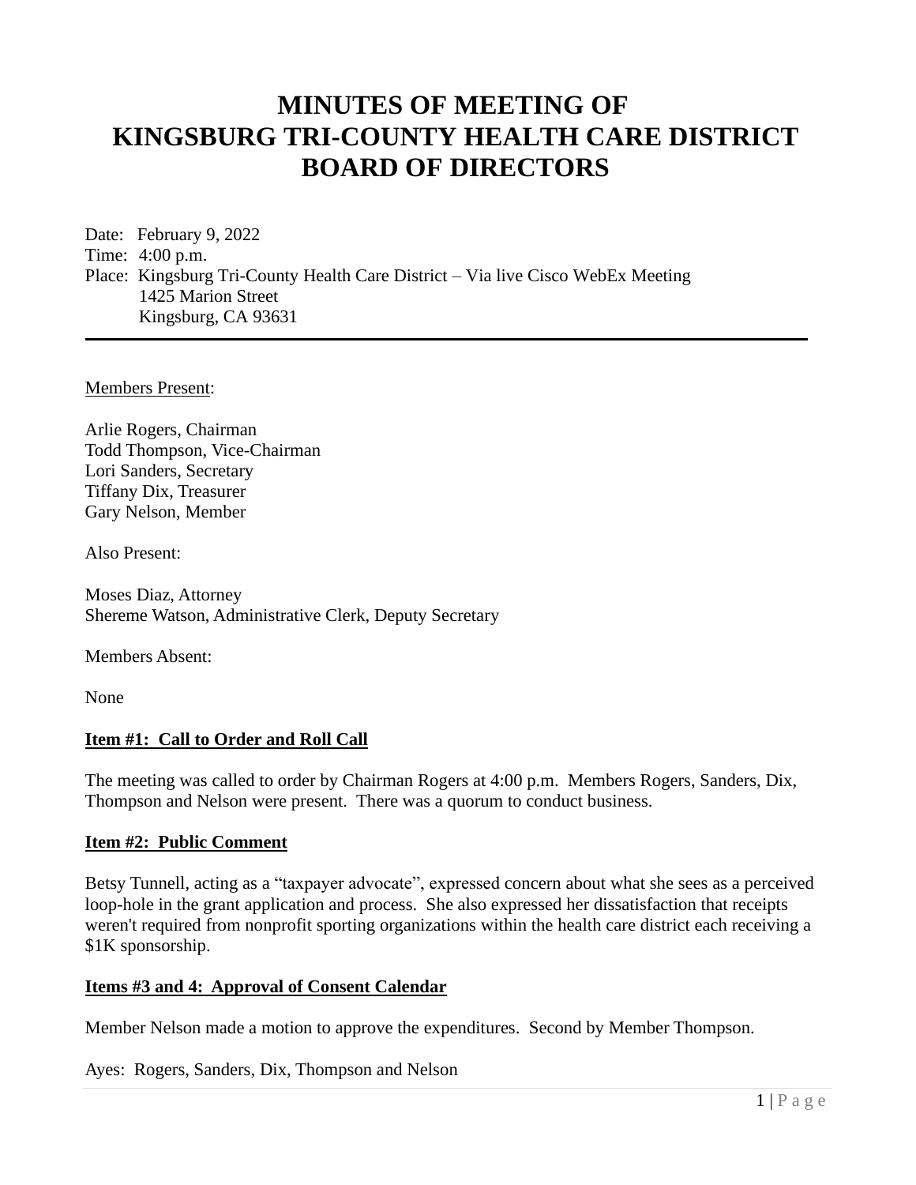# MINUTES OF MEETING OF KINGSBURG TRI-COUNTY HEALTH CARE DISTRICT BOARD OF DIRECTORS

Date: February 9, 2022
Time: 4:00 p.m.
Place: Kingsburg Tri-County Health Care District – Via live Cisco WebEx Meeting
1425 Marion Street
Kingsburg, CA 93631

---

Members Present:

Arlie Rogers, Chairman
Todd Thompson, Vice-Chairman
Lori Sanders, Secretary
Tiffany Dix, Treasurer
Gary Nelson, Member

Also Present:

Moses Diaz, Attorney
Shereme Watson, Administrative Clerk, Deputy Secretary

Members Absent:

None

**Item #1: Call to Order and Roll Call**

The meeting was called to order by Chairman Rogers at 4:00 p.m. Members Rogers, Sanders, Dix, Thompson and Nelson were present. There was a quorum to conduct business.

**Item #2: Public Comment**

Betsy Tunnell, acting as a "taxpayer advocate", expressed concern about what she sees as a perceived loop-hole in the grant application and process. She also expressed her dissatisfaction that receipts weren't required from nonprofit sporting organizations within the health care district each receiving a $1K sponsorship.

**Items #3 and 4: Approval of Consent Calendar**

Member Nelson made a motion to approve the expenditures. Second by Member Thompson.

Ayes: Rogers, Sanders, Dix, Thompson and Nelson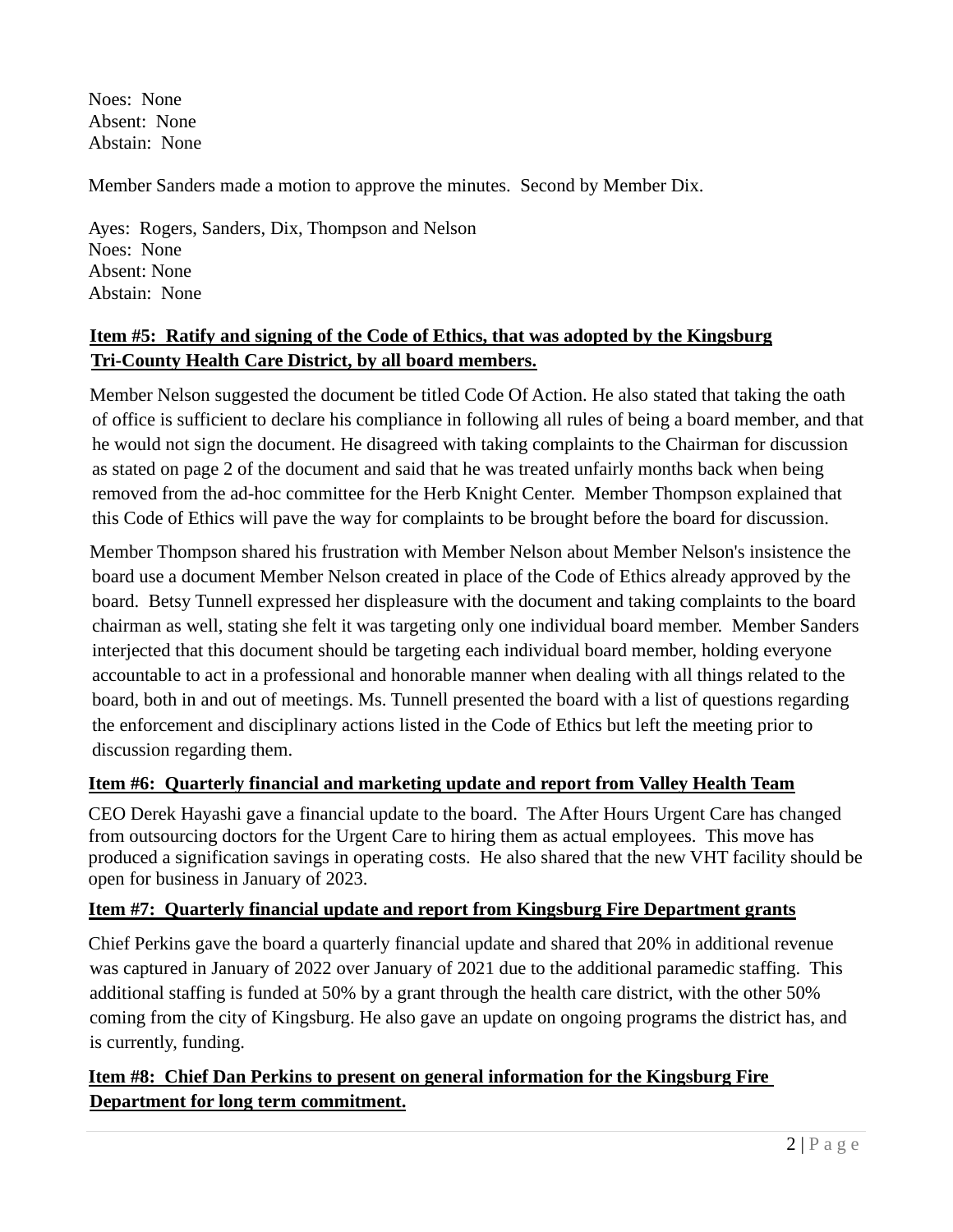Noes: None
Absent: None
Abstain: None

Member Sanders made a motion to approve the minutes. Second by Member Dix.

Ayes: Rogers, Sanders, Dix, Thompson and Nelson
Noes: None
Absent: None
Abstain: None

**Item #5: Ratify and signing of the Code of Ethics, that was adopted by the Kingsburg Tri-County Health Care District, by all board members.**

Member Nelson suggested the document be titled Code Of Action. He also stated that taking the oath of office is sufficient to declare his compliance in following all rules of being a board member, and that he would not sign the document. He disagreed with taking complaints to the Chairman for discussion as stated on page 2 of the document and said that he was treated unfairly months back when being removed from the ad-hoc committee for the Herb Knight Center. Member Thompson explained that this Code of Ethics will pave the way for complaints to be brought before the board for discussion.

Member Thompson shared his frustration with Member Nelson about Member Nelson's insistence the board use a document Member Nelson created in place of the Code of Ethics already approved by the board. Betsy Tunnell expressed her displeasure with the document and taking complaints to the board chairman as well, stating she felt it was targeting only one individual board member. Member Sanders interjected that this document should be targeting each individual board member, holding everyone accountable to act in a professional and honorable manner when dealing with all things related to the board, both in and out of meetings. Ms. Tunnell presented the board with a list of questions regarding the enforcement and disciplinary actions listed in the Code of Ethics but left the meeting prior to discussion regarding them.

**Item #6: Quarterly financial and marketing update and report from Valley Health Team**

CEO Derek Hayashi gave a financial update to the board. The After Hours Urgent Care has changed from outsourcing doctors for the Urgent Care to hiring them as actual employees. This move has produced a signification savings in operating costs. He also shared that the new VHT facility should be open for business in January of 2023.

**Item #7: Quarterly financial update and report from Kingsburg Fire Department grants**

Chief Perkins gave the board a quarterly financial update and shared that 20% in additional revenue was captured in January of 2022 over January of 2021 due to the additional paramedic staffing. This additional staffing is funded at 50% by a grant through the health care district, with the other 50% coming from the city of Kingsburg. He also gave an update on ongoing programs the district has, and is currently, funding.

**Item #8: Chief Dan Perkins to present on general information for the Kingsburg Fire Department for long term commitment.**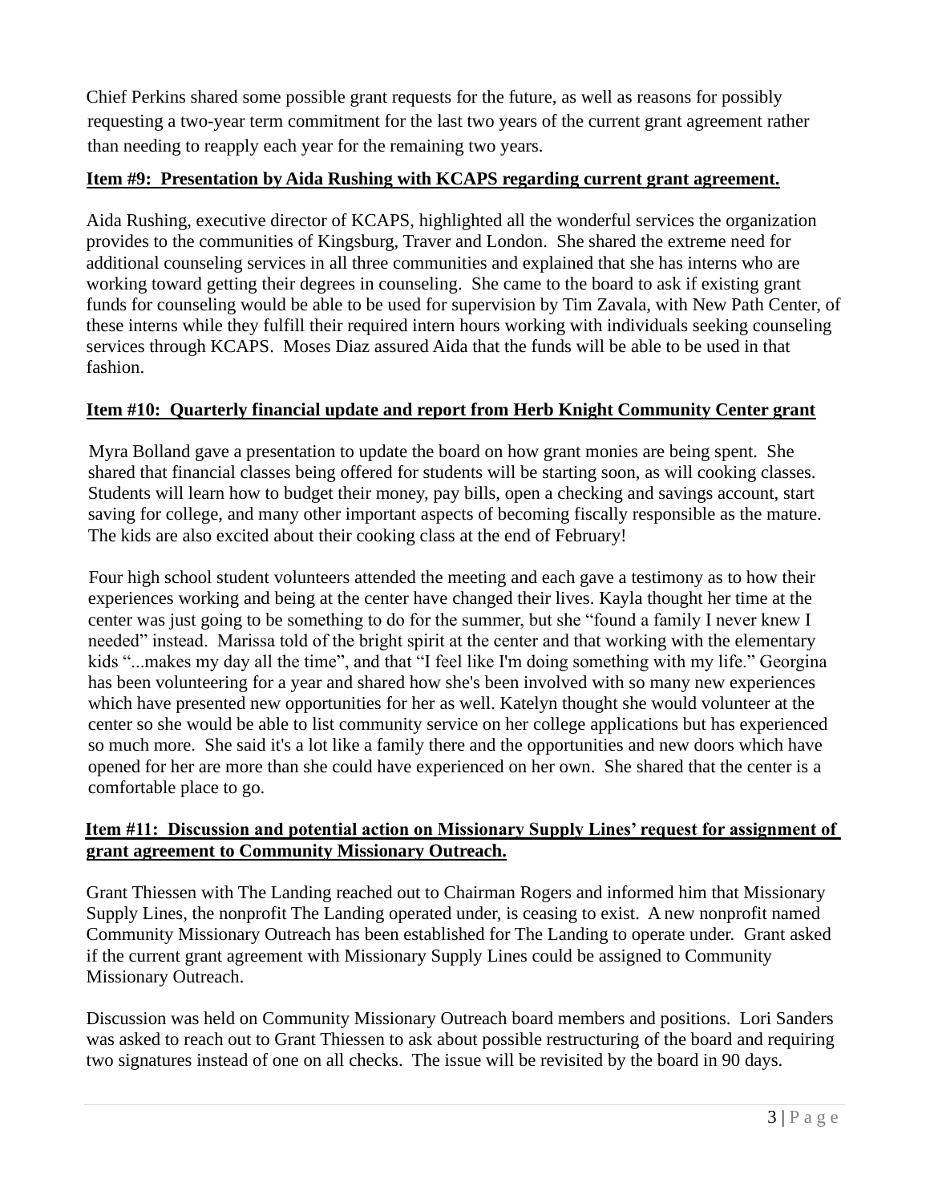Chief Perkins shared some possible grant requests for the future, as well as reasons for possibly requesting a two-year term commitment for the last two years of the current grant agreement rather than needing to reapply each year for the remaining two years.

**Item #9: Presentation by Aida Rushing with KCAPS regarding current grant agreement.**

Aida Rushing, executive director of KCAPS, highlighted all the wonderful services the organization provides to the communities of Kingsburg, Traver and London. She shared the extreme need for additional counseling services in all three communities and explained that she has interns who are working toward getting their degrees in counseling. She came to the board to ask if existing grant funds for counseling would be able to be used for supervision by Tim Zavala, with New Path Center, of these interns while they fulfill their required intern hours working with individuals seeking counseling services through KCAPS. Moses Diaz assured Aida that the funds will be able to be used in that fashion.

**Item #10: Quarterly financial update and report from Herb Knight Community Center grant**

Myra Bolland gave a presentation to update the board on how grant monies are being spent. She shared that financial classes being offered for students will be starting soon, as will cooking classes. Students will learn how to budget their money, pay bills, open a checking and savings account, start saving for college, and many other important aspects of becoming fiscally responsible as the mature. The kids are also excited about their cooking class at the end of February!

Four high school student volunteers attended the meeting and each gave a testimony as to how their experiences working and being at the center have changed their lives. Kayla thought her time at the center was just going to be something to do for the summer, but she "found a family I never knew I needed" instead. Marissa told of the bright spirit at the center and that working with the elementary kids "...makes my day all the time", and that "I feel like I'm doing something with my life." Georgina has been volunteering for a year and shared how she's been involved with so many new experiences which have presented new opportunities for her as well. Katelyn thought she would volunteer at the center so she would be able to list community service on her college applications but has experienced so much more. She said it's a lot like a family there and the opportunities and new doors which have opened for her are more than she could have experienced on her own. She shared that the center is a comfortable place to go.

**Item #11: Discussion and potential action on Missionary Supply Lines' request for assignment of grant agreement to Community Missionary Outreach.**

Grant Thiessen with The Landing reached out to Chairman Rogers and informed him that Missionary Supply Lines, the nonprofit The Landing operated under, is ceasing to exist. A new nonprofit named Community Missionary Outreach has been established for The Landing to operate under. Grant asked if the current grant agreement with Missionary Supply Lines could be assigned to Community Missionary Outreach.

Discussion was held on Community Missionary Outreach board members and positions. Lori Sanders was asked to reach out to Grant Thiessen to ask about possible restructuring of the board and requiring two signatures instead of one on all checks. The issue will be revisited by the board in 90 days.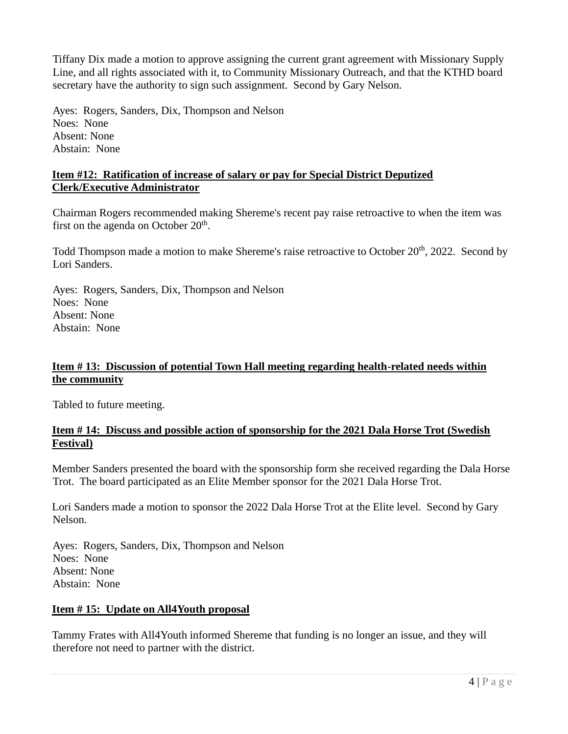Tiffany Dix made a motion to approve assigning the current grant agreement with Missionary Supply Line, and all rights associated with it, to Community Missionary Outreach, and that the KTHD board secretary have the authority to sign such assignment. Second by Gary Nelson.

Ayes: Rogers, Sanders, Dix, Thompson and Nelson
Noes: None
Absent: None
Abstain: None

**Item #12: Ratification of increase of salary or pay for Special District Deputized Clerk/Executive Administrator**

Chairman Rogers recommended making Shereme's recent pay raise retroactive to when the item was first on the agenda on October 20th.

Todd Thompson made a motion to make Shereme's raise retroactive to October 20th, 2022. Second by Lori Sanders.

Ayes: Rogers, Sanders, Dix, Thompson and Nelson
Noes: None
Absent: None
Abstain: None

**Item # 13: Discussion of potential Town Hall meeting regarding health-related needs within the community**

Tabled to future meeting.

**Item # 14: Discuss and possible action of sponsorship for the 2021 Dala Horse Trot (Swedish Festival)**

Member Sanders presented the board with the sponsorship form she received regarding the Dala Horse Trot. The board participated as an Elite Member sponsor for the 2021 Dala Horse Trot.

Lori Sanders made a motion to sponsor the 2022 Dala Horse Trot at the Elite level. Second by Gary Nelson.

Ayes: Rogers, Sanders, Dix, Thompson and Nelson
Noes: None
Absent: None
Abstain: None

**Item # 15: Update on All4Youth proposal**

Tammy Frates with All4Youth informed Shereme that funding is no longer an issue, and they will therefore not need to partner with the district.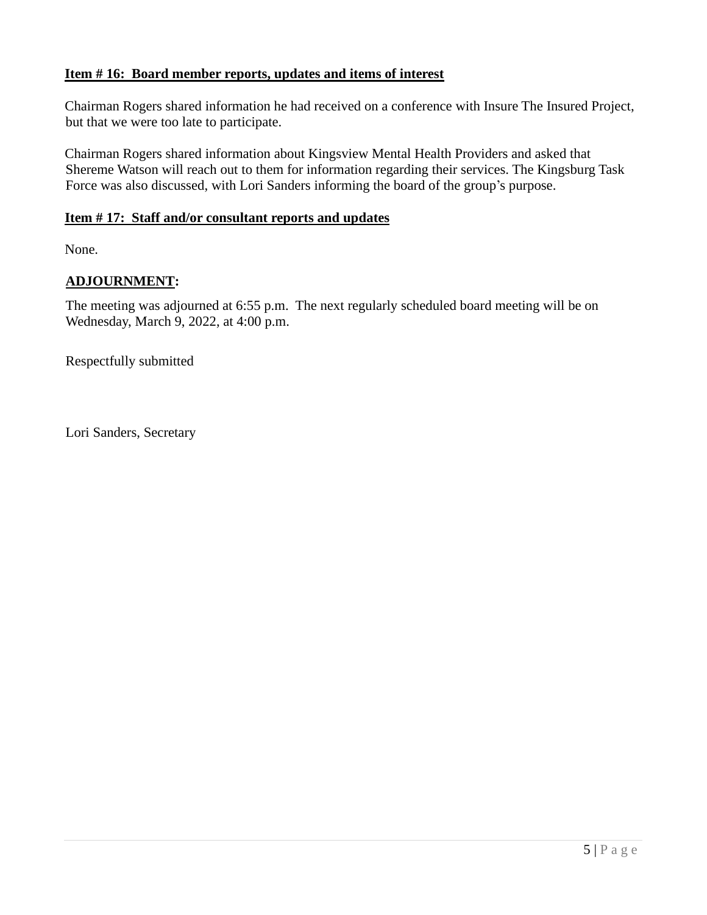**Item # 16: Board member reports, updates and items of interest**

Chairman Rogers shared information he had received on a conference with Insure The Insured Project, but that we were too late to participate.

Chairman Rogers shared information about Kingsview Mental Health Providers and asked that Shereme Watson will reach out to them for information regarding their services. The Kingsburg Task Force was also discussed, with Lori Sanders informing the board of the group's purpose.

**Item # 17: Staff and/or consultant reports and updates**

None.

**ADJOURNMENT:**

The meeting was adjourned at 6:55 p.m. The next regularly scheduled board meeting will be on Wednesday, March 9, 2022, at 4:00 p.m.

Respectfully submitted

Lori Sanders, Secretary